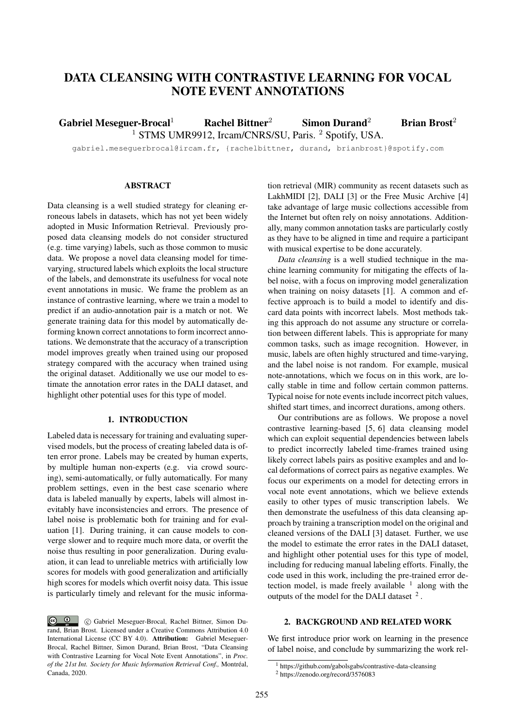# DATA CLEANSING WITH CONTRASTIVE LEARNING FOR VOCAL NOTE EVENT ANNOTATIONS

**Gabriel Meseguer-Brocal**[1] **Rachel Bittner**[2] **Simon Durand**[2] **Brian Brost**[2]

[1] STMS UMR9912, Ircam/CNRS/SU, Paris. [2] Spotify, USA.

gabriel.meseguerbrocal@ircam.fr, {rachelbittner, durand, brianbrost}@spotify.com

## ABSTRACT

Data cleansing is a well studied strategy for cleaning erroneous labels in datasets, which has not yet been widely adopted in Music Information Retrieval. Previously proposed data cleansing models do not consider structured (e.g. time varying) labels, such as those common to music data. We propose a novel data cleansing model for time-varying, structured labels which exploits the local structure of the labels, and demonstrate its usefulness for vocal note event annotations in music. We frame the problem as an instance of contrastive learning, where we train a model to predict if an audio-annotation pair is a match or not. We generate training data for this model by automatically deforming known correct annotations to form incorrect annotations. We demonstrate that the accuracy of a transcription model improves greatly when trained using our proposed strategy compared with the accuracy when trained using the original dataset. Additionally we use our model to estimate the annotation error rates in the DALI dataset, and highlight other potential uses for this type of model.

## 1. INTRODUCTION

Labeled data is necessary for training and evaluating supervised models, but the process of creating labeled data is often error prone. Labels may be created by human experts, by multiple human non-experts (e.g. via crowd sourcing), semi-automatically, or fully automatically. For many problem settings, even in the best case scenario where data is labeled manually by experts, labels will almost inevitably have inconsistencies and errors. The presence of label noise is problematic both for training and for evaluation [1]. During training, it can cause models to converge slower and to require much more data, or overfit the noise thus resulting in poor generalization. During evaluation, it can lead to unreliable metrics with artificially low scores for models with good generalization and artificially high scores for models which overfit noisy data. This issue is particularly timely and relevant for the music information retrieval (MIR) community as recent datasets such as LakhMIDI [2], DALI [3] or the Free Music Archive [4] take advantage of large music collections accessible from the Internet but often rely on noisy annotations. Additionally, many common annotation tasks are particularly costly as they have to be aligned in time and require a participant with musical expertise to be done accurately.

*Data cleansing* is a well studied technique in the machine learning community for mitigating the effects of label noise, with a focus on improving model generalization when training on noisy datasets [1]. A common and effective approach is to build a model to identify and discard data points with incorrect labels. Most methods taking this approach do not assume any structure or correlation between different labels. This is appropriate for many common tasks, such as image recognition. However, in music, labels are often highly structured and time-varying, and the label noise is not random. For example, musical note-annotations, which we focus on in this work, are locally stable in time and follow certain common patterns. Typical noise for note events include incorrect pitch values, shifted start times, and incorrect durations, among others.

Our contributions are as follows. We propose a novel contrastive learning-based [5, 6] data cleansing model which can exploit sequential dependencies between labels to predict incorrectly labeled time-frames trained using likely correct labels pairs as positive examples and local deformations of correct pairs as negative examples. We focus our experiments on a model for detecting errors in vocal note event annotations, which we believe extends easily to other types of music transcription labels. We then demonstrate the usefulness of this data cleansing approach by training a transcription model on the original and cleaned versions of the DALI [3] dataset. Further, we use the model to estimate the error rates in the DALI dataset, and highlight other potential uses for this type of model, including for reducing manual labeling efforts. Finally, the code used in this work, including the pre-trained error detection model, is made freely available [1] along with the outputs of the model for the DALI dataset [2].

## 2. BACKGROUND AND RELATED WORK

We first introduce prior work on learning in the presence of label noise, and conclude by summarizing the work rel-

[1] https://github.com/gabolsgabs/contrastive-data-cleansing

[2] https://zenodo.org/record/3576083

© Gabriel Meseguer-Brocal, Rachel Bittner, Simon Durand, Brian Brost. Licensed under a Creative Commons Attribution 4.0 International License (CC BY 4.0). **Attribution:** Gabriel Meseguer-Brocal, Rachel Bittner, Simon Durand, Brian Brost, "Data Cleansing with Contrastive Learning for Vocal Note Event Annotations", in *Proc. of the 21st Int. Society for Music Information Retrieval Conf.,* Montréal, Canada, 2020.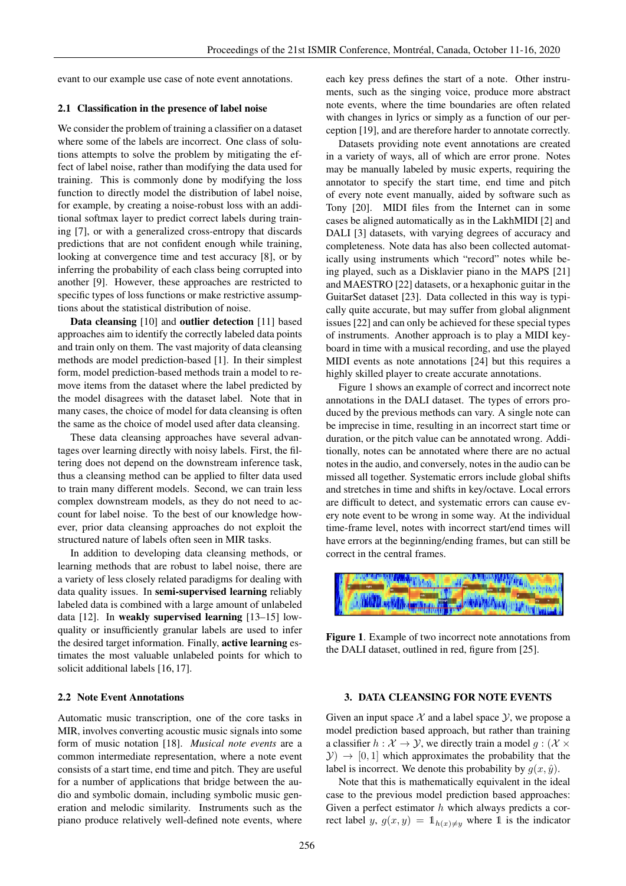evant to our example use case of note event annotations.

### 2.1 Classification in the presence of label noise

We consider the problem of training a classifier on a dataset where some of the labels are incorrect. One class of solutions attempts to solve the problem by mitigating the effect of label noise, rather than modifying the data used for training. This is commonly done by modifying the loss function to directly model the distribution of label noise, for example, by creating a noise-robust loss with an additional softmax layer to predict correct labels during training [7], or with a generalized cross-entropy that discards predictions that are not confident enough while training, looking at convergence time and test accuracy [8], or by inferring the probability of each class being corrupted into another [9]. However, these approaches are restricted to specific types of loss functions or make restrictive assumptions about the statistical distribution of noise.

**Data cleansing** [10] and **outlier detection** [11] based approaches aim to identify the correctly labeled data points and train only on them. The vast majority of data cleansing methods are model prediction-based [1]. In their simplest form, model prediction-based methods train a model to remove items from the dataset where the label predicted by the model disagrees with the dataset label. Note that in many cases, the choice of model for data cleansing is often the same as the choice of model used after data cleansing.

These data cleansing approaches have several advantages over learning directly with noisy labels. First, the filtering does not depend on the downstream inference task, thus a cleansing method can be applied to filter data used to train many different models. Second, we can train less complex downstream models, as they do not need to account for label noise. To the best of our knowledge however, prior data cleansing approaches do not exploit the structured nature of labels often seen in MIR tasks.

In addition to developing data cleansing methods, or learning methods that are robust to label noise, there are a variety of less closely related paradigms for dealing with data quality issues. In **semi-supervised learning** reliably labeled data is combined with a large amount of unlabeled data [12]. In **weakly supervised learning** [13–15] low-quality or insufficiently granular labels are used to infer the desired target information. Finally, **active learning** estimates the most valuable unlabeled points for which to solicit additional labels [16, 17].

### 2.2 Note Event Annotations

Automatic music transcription, one of the core tasks in MIR, involves converting acoustic music signals into some form of music notation [18]. *Musical note events* are a common intermediate representation, where a note event consists of a start time, end time and pitch. They are useful for a number of applications that bridge between the audio and symbolic domain, including symbolic music generation and melodic similarity. Instruments such as the piano produce relatively well-defined note events, where each key press defines the start of a note. Other instruments, such as the singing voice, produce more abstract note events, where the time boundaries are often related with changes in lyrics or simply as a function of our perception [19], and are therefore harder to annotate correctly.

Datasets providing note event annotations are created in a variety of ways, all of which are error prone. Notes may be manually labeled by music experts, requiring the annotator to specify the start time, end time and pitch of every note event manually, aided by software such as Tony [20]. MIDI files from the Internet can in some cases be aligned automatically as in the LakhMIDI [2] and DALI [3] datasets, with varying degrees of accuracy and completeness. Note data has also been collected automatically using instruments which "record" notes while being played, such as a Disklavier piano in the MAPS [21] and MAESTRO [22] datasets, or a hexaphonic guitar in the GuitarSet dataset [23]. Data collected in this way is typically quite accurate, but may suffer from global alignment issues [22] and can only be achieved for these special types of instruments. Another approach is to play a MIDI keyboard in time with a musical recording, and use the played MIDI events as note annotations [24] but this requires a highly skilled player to create accurate annotations.

Figure 1 shows an example of correct and incorrect note annotations in the DALI dataset. The types of errors produced by the previous methods can vary. A single note can be imprecise in time, resulting in an incorrect start time or duration, or the pitch value can be annotated wrong. Additionally, notes can be annotated where there are no actual notes in the audio, and conversely, notes in the audio can be missed all together. Systematic errors include global shifts and stretches in time and shifts in key/octave. Local errors are difficult to detect, and systematic errors can cause every note event to be wrong in some way. At the individual time-frame level, notes with incorrect start/end times will have errors at the beginning/ending frames, but can still be correct in the central frames.

**Figure 1**. Example of two incorrect note annotations from the DALI dataset, outlined in red, figure from [25].

## 3. DATA CLEANSING FOR NOTE EVENTS

Given an input space $\mathcal{X}$ and a label space $\mathcal{Y}$, we propose a model prediction based approach, but rather than training a classifier $h : \mathcal{X} \to \mathcal{Y}$, we directly train a model $g : (\mathcal{X} \times \mathcal{Y}) \to [0, 1]$ which approximates the probability that the label is incorrect. We denote this probability by $g(x, \hat{y})$.

Note that this is mathematically equivalent in the ideal case to the previous model prediction based approaches: Given a perfect estimator $h$ which always predicts a correct label $y$, $g(x, y) = \mathbb{1}_{h(x) \neq y}$ where $\mathbb{1}$ is the indicator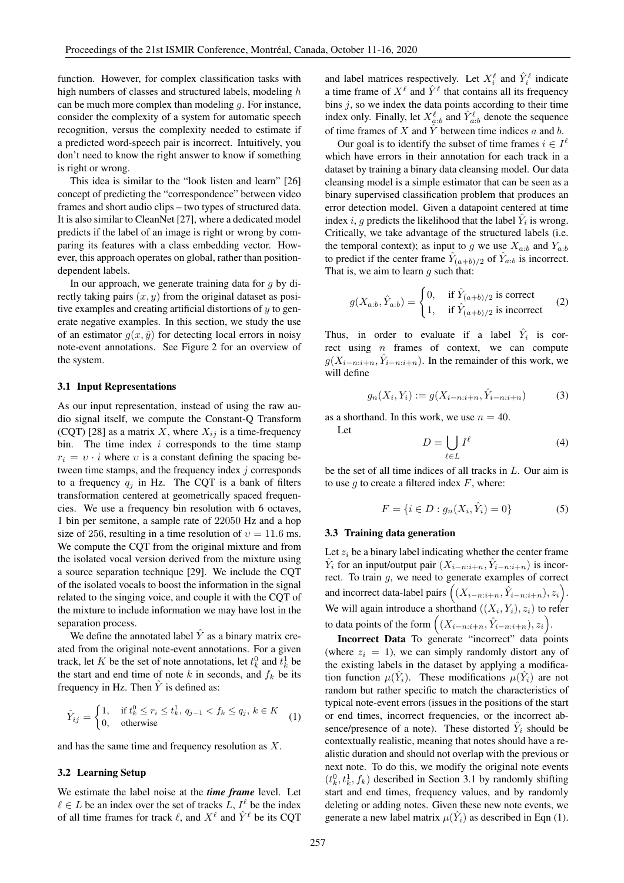function. However, for complex classification tasks with high numbers of classes and structured labels, modeling $h$ can be much more complex than modeling $g$. For instance, consider the complexity of a system for automatic speech recognition, versus the complexity needed to estimate if a predicted word-speech pair is incorrect. Intuitively, you don't need to know the right answer to know if something is right or wrong.

This idea is similar to the "look listen and learn" [26] concept of predicting the "correspondence" between video frames and short audio clips – two types of structured data. It is also similar to CleanNet [27], where a dedicated model predicts if the label of an image is right or wrong by comparing its features with a class embedding vector. However, this approach operates on global, rather than position-dependent labels.

In our approach, we generate training data for $g$ by directly taking pairs $(x, y)$ from the original dataset as positive examples and creating artificial distortions of $y$ to generate negative examples. In this section, we study the use of an estimator $g(x, \hat{y})$ for detecting local errors in noisy note-event annotations. See Figure 2 for an overview of the system.

### 3.1 Input Representations

As our input representation, instead of using the raw audio signal itself, we compute the Constant-Q Transform (CQT) [28] as a matrix $X$, where $X_{ij}$ is a time-frequency bin. The time index $i$ corresponds to the time stamp $r_i = \upsilon \cdot i$ where $\upsilon$ is a constant defining the spacing between time stamps, and the frequency index $j$ corresponds to a frequency $q_j$ in Hz. The CQT is a bank of filters transformation centered at geometrically spaced frequencies. We use a frequency bin resolution with 6 octaves, 1 bin per semitone, a sample rate of 22050 Hz and a hop size of 256, resulting in a time resolution of $\upsilon = 11.6$ ms. We compute the CQT from the original mixture and from the isolated vocal version derived from the mixture using a source separation technique [29]. We include the CQT of the isolated vocals to boost the information in the signal related to the singing voice, and couple it with the CQT of the mixture to include information we may have lost in the separation process.

We define the annotated label $\hat{Y}$ as a binary matrix created from the original note-event annotations. For a given track, let $K$ be the set of note annotations, let $t_k^0$ and $t_k^1$ be the start and end time of note $k$ in seconds, and $f_k$ be its frequency in Hz. Then $\hat{Y}$ is defined as:

$$\hat{Y}_{ij} = \begin{cases} 1, & \text{if } t_k^0 \leq r_i \leq t_k^1,\ q_{j-1} < f_k \leq q_j,\ k \in K \\ 0, & \text{otherwise} \end{cases} \tag{1}$$

and has the same time and frequency resolution as $X$.

### 3.2 Learning Setup

We estimate the label noise at the ***time frame*** level. Let $\ell \in L$ be an index over the set of tracks $L$, $I^\ell$ be the index of all time frames for track $\ell$, and $X^\ell$ and $\hat{Y}^\ell$ be its CQT and label matrices respectively. Let $X_i^\ell$ and $\hat{Y}_i^\ell$ indicate a time frame of $X^\ell$ and $\hat{Y}^\ell$ that contains all its frequency bins $j$, so we index the data points according to their time index only. Finally, let $X_{a:b}^\ell$ and $\hat{Y}_{a:b}^\ell$ denote the sequence of time frames of $X$ and $\hat{Y}$ between time indices $a$ and $b$.

Our goal is to identify the subset of time frames $i \in I^\ell$ which have errors in their annotation for each track in a dataset by training a binary data cleansing model. Our data cleansing model is a simple estimator that can be seen as a binary supervised classification problem that produces an error detection model. Given a datapoint centered at time index $i$, $g$ predicts the likelihood that the label $\hat{Y}_i$ is wrong. Critically, we take advantage of the structured labels (i.e. the temporal context); as input to $g$ we use $X_{a:b}$ and $Y_{a:b}$ to predict if the center frame $\hat{Y}_{(a+b)/2}$ of $\hat{Y}_{a:b}$ is incorrect. That is, we aim to learn $g$ such that:

$$g(X_{a:b}, \hat{Y}_{a:b}) = \begin{cases} 0, & \text{if } \hat{Y}_{(a+b)/2} \text{ is correct} \\ 1, & \text{if } \hat{Y}_{(a+b)/2} \text{ is incorrect} \end{cases} \tag{2}$$

Thus, in order to evaluate if a label $\hat{Y}_i$ is correct using $n$ frames of context, we can compute $g(X_{i-n:i+n}, \hat{Y}_{i-n:i+n})$. In the remainder of this work, we will define

$$g_n(X_i, Y_i) := g(X_{i-n:i+n}, \hat{Y}_{i-n:i+n}) \tag{3}$$

as a shorthand. In this work, we use $n = 40$.

Let

$$D = \bigcup_{\ell \in L} I^\ell \tag{4}$$

be the set of all time indices of all tracks in $L$. Our aim is to use $g$ to create a filtered index $F$, where:

$$F = \{i \in D : g_n(X_i, \hat{Y}_i) = 0\} \tag{5}$$

### 3.3 Training data generation

Let $z_i$ be a binary label indicating whether the center frame $\hat{Y}_i$ for an input/output pair $(X_{i-n:i+n}, \hat{Y}_{i-n:i+n})$ is incorrect. To train $g$, we need to generate examples of correct and incorrect data-label pairs $\Big((X_{i-n:i+n}, \hat{Y}_{i-n:i+n}), z_i\Big)$. We will again introduce a shorthand $((X_i, Y_i), z_i)$ to refer to data points of the form $\Big((X_{i-n:i+n}, \hat{Y}_{i-n:i+n}), z_i\Big)$.

**Incorrect Data** To generate "incorrect" data points (where $z_i = 1$), we can simply randomly distort any of the existing labels in the dataset by applying a modification function $\mu(\hat{Y}_i)$. These modifications $\mu(\hat{Y}_i)$ are not random but rather specific to match the characteristics of typical note-event errors (issues in the positions of the start or end times, incorrect frequencies, or the incorrect absence/presence of a note). These distorted $\hat{Y}_i$ should be contextually realistic, meaning that notes should have a realistic duration and should not overlap with the previous or next note. To do this, we modify the original note events $(t_k^0, t_k^1, f_k)$ described in Section 3.1 by randomly shifting start and end times, frequency values, and by randomly deleting or adding notes. Given these new note events, we generate a new label matrix $\mu(\hat{Y}_i)$ as described in Eqn (1).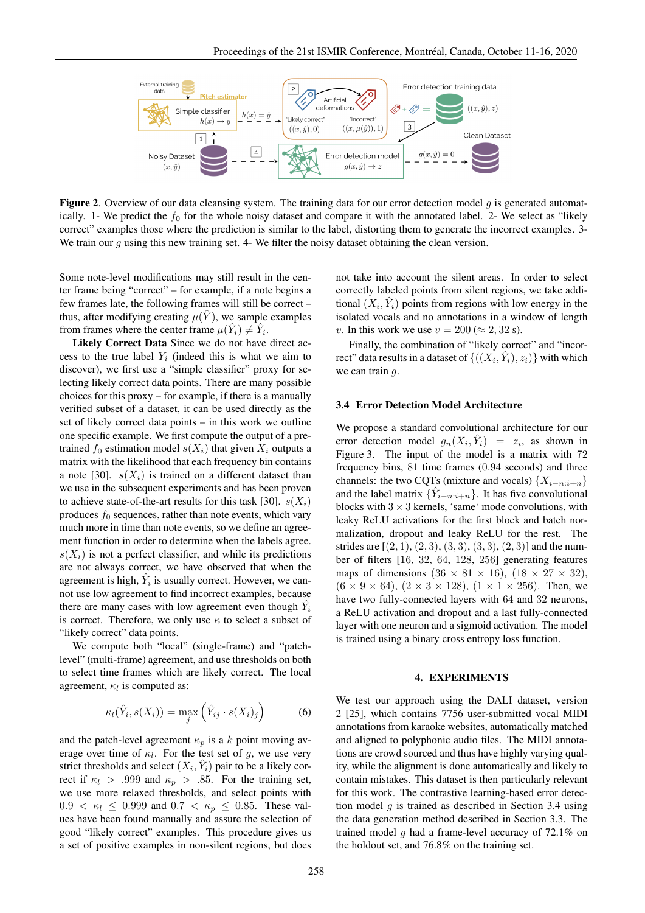**Figure 2**. Overview of our data cleansing system. The training data for our error detection model $g$ is generated automatically. 1- We predict the $f_0$ for the whole noisy dataset and compare it with the annotated label. 2- We select as "likely correct" examples those where the prediction is similar to the label, distorting them to generate the incorrect examples. 3- We train our $g$ using this new training set. 4- We filter the noisy dataset obtaining the clean version.

Some note-level modifications may still result in the center frame being "correct" – for example, if a note begins a few frames late, the following frames will still be correct – thus, after modifying creating $\mu(\hat{Y})$, we sample examples from frames where the center frame $\mu(\hat{Y}_i) \neq \hat{Y}_i$.

**Likely Correct Data** Since we do not have direct access to the true label $Y_i$ (indeed this is what we aim to discover), we first use a "simple classifier" proxy for selecting likely correct data points. There are many possible choices for this proxy – for example, if there is a manually verified subset of a dataset, it can be used directly as the set of likely correct data points – in this work we outline one specific example. We first compute the output of a pre-trained $f_0$ estimation model $s(X_i)$ that given $X_i$ outputs a matrix with the likelihood that each frequency bin contains a note [30]. $s(X_i)$ is trained on a different dataset than we use in the subsequent experiments and has been proven to achieve state-of-the-art results for this task [30]. $s(X_i)$ produces $f_0$ sequences, rather than note events, which vary much more in time than note events, so we define an agreement function in order to determine when the labels agree. $s(X_i)$ is not a perfect classifier, and while its predictions are not always correct, we have observed that when the agreement is high, $\hat{Y}_i$ is usually correct. However, we cannot use low agreement to find incorrect examples, because there are many cases with low agreement even though $\hat{Y}_i$ is correct. Therefore, we only use $\kappa$ to select a subset of "likely correct" data points.

We compute both "local" (single-frame) and "patch-level" (multi-frame) agreement, and use thresholds on both to select time frames which are likely correct. The local agreement, $\kappa_l$ is computed as:

$$\kappa_l(\hat{Y}_i, s(X_i)) = \max_j \left( \hat{Y}_{ij} \cdot s(X_i)_j \right) \tag{6}$$

and the patch-level agreement $\kappa_p$ is a $k$ point moving average over time of $\kappa_l$. For the test set of $g$, we use very strict thresholds and select $(X_i, \hat{Y}_i)$ pair to be a likely correct if $\kappa_l > .999$ and $\kappa_p > .85$. For the training set, we use more relaxed thresholds, and select points with $0.9 < \kappa_l \leq 0.999$ and $0.7 < \kappa_p \leq 0.85$. These values have been found manually and assure the selection of good "likely correct" examples. This procedure gives us a set of positive examples in non-silent regions, but does not take into account the silent areas. In order to select correctly labeled points from silent regions, we take additional $(X_i, \hat{Y}_i)$ points from regions with low energy in the isolated vocals and no annotations in a window of length $v$. In this work we use $v = 200$ ($\approx 2,32$ s).

Finally, the combination of "likely correct" and "incorrect" data results in a dataset of $\{((X_i, \hat{Y}_i), z_i)\}$ with which we can train $g$.

### 3.4 Error Detection Model Architecture

We propose a standard convolutional architecture for our error detection model $g_n(X_i, \hat{Y}_i) = z_i$, as shown in Figure 3. The input of the model is a matrix with 72 frequency bins, 81 time frames (0.94 seconds) and three channels: the two CQTs (mixture and vocals) $\{X_{i-n:i+n}\}$ and the label matrix $\{\hat{Y}_{i-n:i+n}\}$. It has five convolutional blocks with $3 \times 3$ kernels, 'same' mode convolutions, with leaky ReLU activations for the first block and batch normalization, dropout and leaky ReLU for the rest. The strides are $[(2,1), (2,3), (3,3), (3,3), (2,3)]$ and the number of filters [16, 32, 64, 128, 256] generating features maps of dimensions $(36 \times 81 \times 16)$, $(18 \times 27 \times 32)$, $(6 \times 9 \times 64)$, $(2 \times 3 \times 128)$, $(1 \times 1 \times 256)$. Then, we have two fully-connected layers with 64 and 32 neurons, a ReLU activation and dropout and a last fully-connected layer with one neuron and a sigmoid activation. The model is trained using a binary cross entropy loss function.

## 4. EXPERIMENTS

We test our approach using the DALI dataset, version 2 [25], which contains 7756 user-submitted vocal MIDI annotations from karaoke websites, automatically matched and aligned to polyphonic audio files. The MIDI annotations are crowd sourced and thus have highly varying quality, while the alignment is done automatically and likely to contain mistakes. This dataset is then particularly relevant for this work. The contrastive learning-based error detection model $g$ is trained as described in Section 3.4 using the data generation method described in Section 3.3. The trained model $g$ had a frame-level accuracy of 72.1% on the holdout set, and 76.8% on the training set.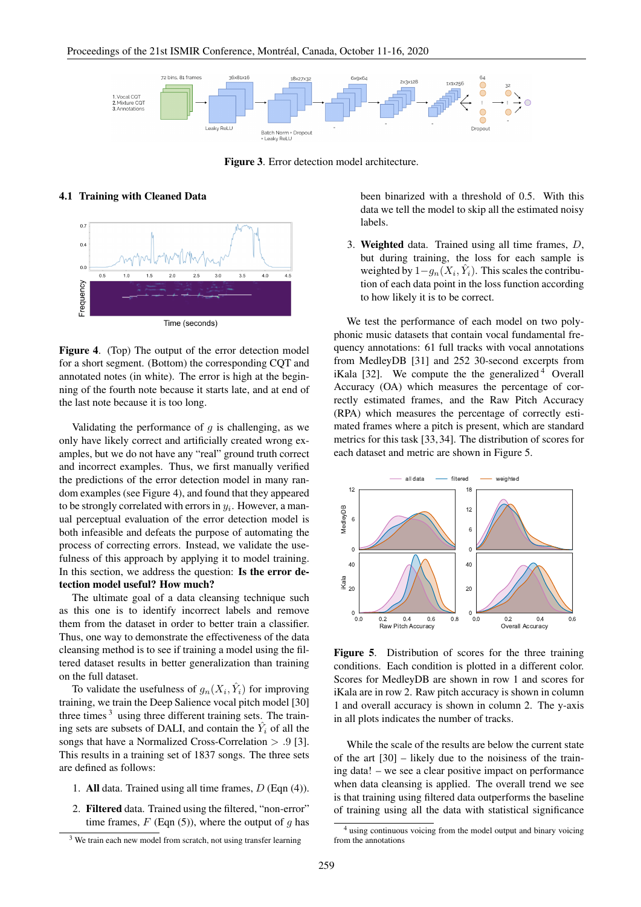Figure 3. Error detection model architecture.

### 4.1 Training with Cleaned Data

Figure 4. (Top) The output of the error detection model for a short segment. (Bottom) the corresponding CQT and annotated notes (in white). The error is high at the beginning of the fourth note because it starts late, and at end of the last note because it is too long.

Validating the performance of $g$ is challenging, as we only have likely correct and artificially created wrong examples, but we do not have any "real" ground truth correct and incorrect examples. Thus, we first manually verified the predictions of the error detection model in many random examples (see Figure 4), and found that they appeared to be strongly correlated with errors in $y_i$. However, a manual perceptual evaluation of the error detection model is both infeasible and defeats the purpose of automating the process of correcting errors. Instead, we validate the usefulness of this approach by applying it to model training. In this section, we address the question: **Is the error detection model useful? How much?**

The ultimate goal of a data cleansing technique such as this one is to identify incorrect labels and remove them from the dataset in order to better train a classifier. Thus, one way to demonstrate the effectiveness of the data cleansing method is to see if training a model using the filtered dataset results in better generalization than training on the full dataset.

To validate the usefulness of $g_n(X_i, \hat{Y}_i)$ for improving training, we train the Deep Salience vocal pitch model [30] three times [3] using three different training sets. The training sets are subsets of DALI, and contain the $\hat{Y}_i$ of all the songs that have a Normalized Cross-Correlation $> .9$ [3]. This results in a training set of 1837 songs. The three sets are defined as follows:

1. **All** data. Trained using all time frames, $D$ (Eqn (4)).
2. **Filtered** data. Trained using the filtered, "non-error" time frames, $F$ (Eqn (5)), where the output of $g$ has been binarized with a threshold of 0.5. With this data we tell the model to skip all the estimated noisy labels.
3. **Weighted** data. Trained using all time frames, $D$, but during training, the loss for each sample is weighted by $1-g_n(X_i, \hat{Y}_i)$. This scales the contribution of each data point in the loss function according to how likely it is to be correct.

We test the performance of each model on two polyphonic music datasets that contain vocal fundamental frequency annotations: 61 full tracks with vocal annotations from MedleyDB [31] and 252 30-second excerpts from iKala [32]. We compute the the generalized [4] Overall Accuracy (OA) which measures the percentage of correctly estimated frames, and the Raw Pitch Accuracy (RPA) which measures the percentage of correctly estimated frames where a pitch is present, which are standard metrics for this task [33, 34]. The distribution of scores for each dataset and metric are shown in Figure 5.

Figure 5. Distribution of scores for the three training conditions. Each condition is plotted in a different color. Scores for MedleyDB are shown in row 1 and scores for iKala are in row 2. Raw pitch accuracy is shown in column 1 and overall accuracy is shown in column 2. The y-axis in all plots indicates the number of tracks.

While the scale of the results are below the current state of the art [30] – likely due to the noisiness of the training data! – we see a clear positive impact on performance when data cleansing is applied. The overall trend we see is that training using filtered data outperforms the baseline of training using all the data with statistical significance

[3] We train each new model from scratch, not using transfer learning

[4] using continuous voicing from the model output and binary voicing from the annotations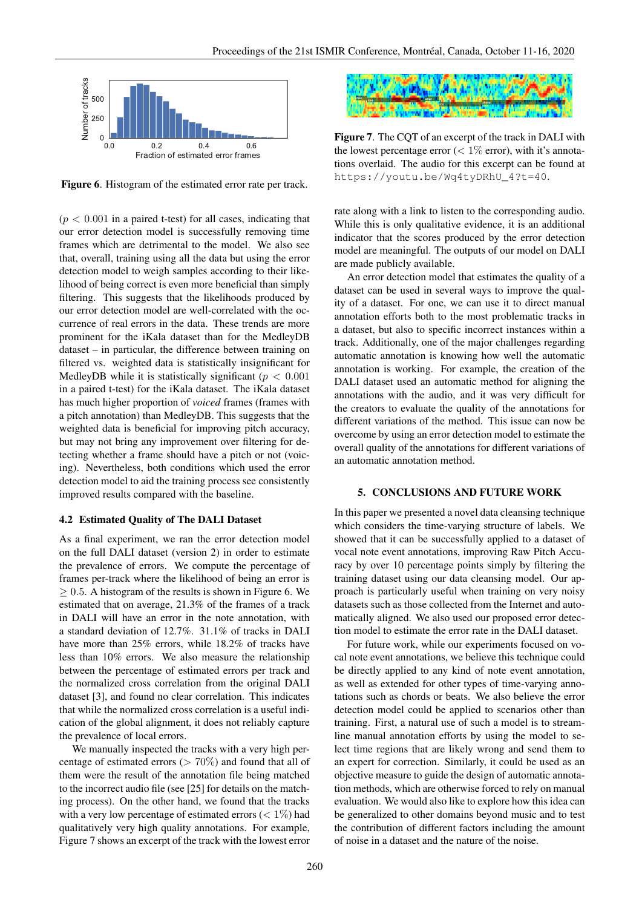Figure 6. Histogram of the estimated error rate per track.

($p < 0.001$ in a paired t-test) for all cases, indicating that our error detection model is successfully removing time frames which are detrimental to the model. We also see that, overall, training using all the data but using the error detection model to weigh samples according to their likelihood of being correct is even more beneficial than simply filtering. This suggests that the likelihoods produced by our error detection model are well-correlated with the occurrence of real errors in the data. These trends are more prominent for the iKala dataset than for the MedleyDB dataset – in particular, the difference between training on filtered vs. weighted data is statistically insignificant for MedleyDB while it is statistically significant ($p < 0.001$ in a paired t-test) for the iKala dataset. The iKala dataset has much higher proportion of *voiced* frames (frames with a pitch annotation) than MedleyDB. This suggests that the weighted data is beneficial for improving pitch accuracy, but may not bring any improvement over filtering for detecting whether a frame should have a pitch or not (voicing). Nevertheless, both conditions which used the error detection model to aid the training process see consistently improved results compared with the baseline.

### 4.2 Estimated Quality of The DALI Dataset

As a final experiment, we ran the error detection model on the full DALI dataset (version 2) in order to estimate the prevalence of errors. We compute the percentage of frames per-track where the likelihood of being an error is $\geq 0.5$. A histogram of the results is shown in Figure 6. We estimated that on average, 21.3% of the frames of a track in DALI will have an error in the note annotation, with a standard deviation of 12.7%. 31.1% of tracks in DALI have more than 25% errors, while 18.2% of tracks have less than 10% errors. We also measure the relationship between the percentage of estimated errors per track and the normalized cross correlation from the original DALI dataset [3], and found no clear correlation. This indicates that while the normalized cross correlation is a useful indication of the global alignment, it does not reliably capture the prevalence of local errors.

We manually inspected the tracks with a very high percentage of estimated errors ($> 70\%$) and found that all of them were the result of the annotation file being matched to the incorrect audio file (see [25] for details on the matching process). On the other hand, we found that the tracks with a very low percentage of estimated errors ($< 1\%$) had qualitatively very high quality annotations. For example, Figure 7 shows an excerpt of the track with the lowest error rate along with a link to listen to the corresponding audio. While this is only qualitative evidence, it is an additional indicator that the scores produced by the error detection model are meaningful. The outputs of our model on DALI are made publicly available.

Figure 7. The CQT of an excerpt of the track in DALI with the lowest percentage error ($< 1\%$ error), with it's annotations overlaid. The audio for this excerpt can be found at `https://youtu.be/Wq4tyDRhU_4?t=40`.

An error detection model that estimates the quality of a dataset can be used in several ways to improve the quality of a dataset. For one, we can use it to direct manual annotation efforts both to the most problematic tracks in a dataset, but also to specific incorrect instances within a track. Additionally, one of the major challenges regarding automatic annotation is knowing how well the automatic annotation is working. For example, the creation of the DALI dataset used an automatic method for aligning the annotations with the audio, and it was very difficult for the creators to evaluate the quality of the annotations for different variations of the method. This issue can now be overcome by using an error detection model to estimate the overall quality of the annotations for different variations of an automatic annotation method.

## 5. CONCLUSIONS AND FUTURE WORK

In this paper we presented a novel data cleansing technique which considers the time-varying structure of labels. We showed that it can be successfully applied to a dataset of vocal note event annotations, improving Raw Pitch Accuracy by over 10 percentage points simply by filtering the training dataset using our data cleansing model. Our approach is particularly useful when training on very noisy datasets such as those collected from the Internet and automatically aligned. We also used our proposed error detection model to estimate the error rate in the DALI dataset.

For future work, while our experiments focused on vocal note event annotations, we believe this technique could be directly applied to any kind of note event annotation, as well as extended for other types of time-varying annotations such as chords or beats. We also believe the error detection model could be applied to scenarios other than training. First, a natural use of such a model is to streamline manual annotation efforts by using the model to select time regions that are likely wrong and send them to an expert for correction. Similarly, it could be used as an objective measure to guide the design of automatic annotation methods, which are otherwise forced to rely on manual evaluation. We would also like to explore how this idea can be generalized to other domains beyond music and to test the contribution of different factors including the amount of noise in a dataset and the nature of the noise.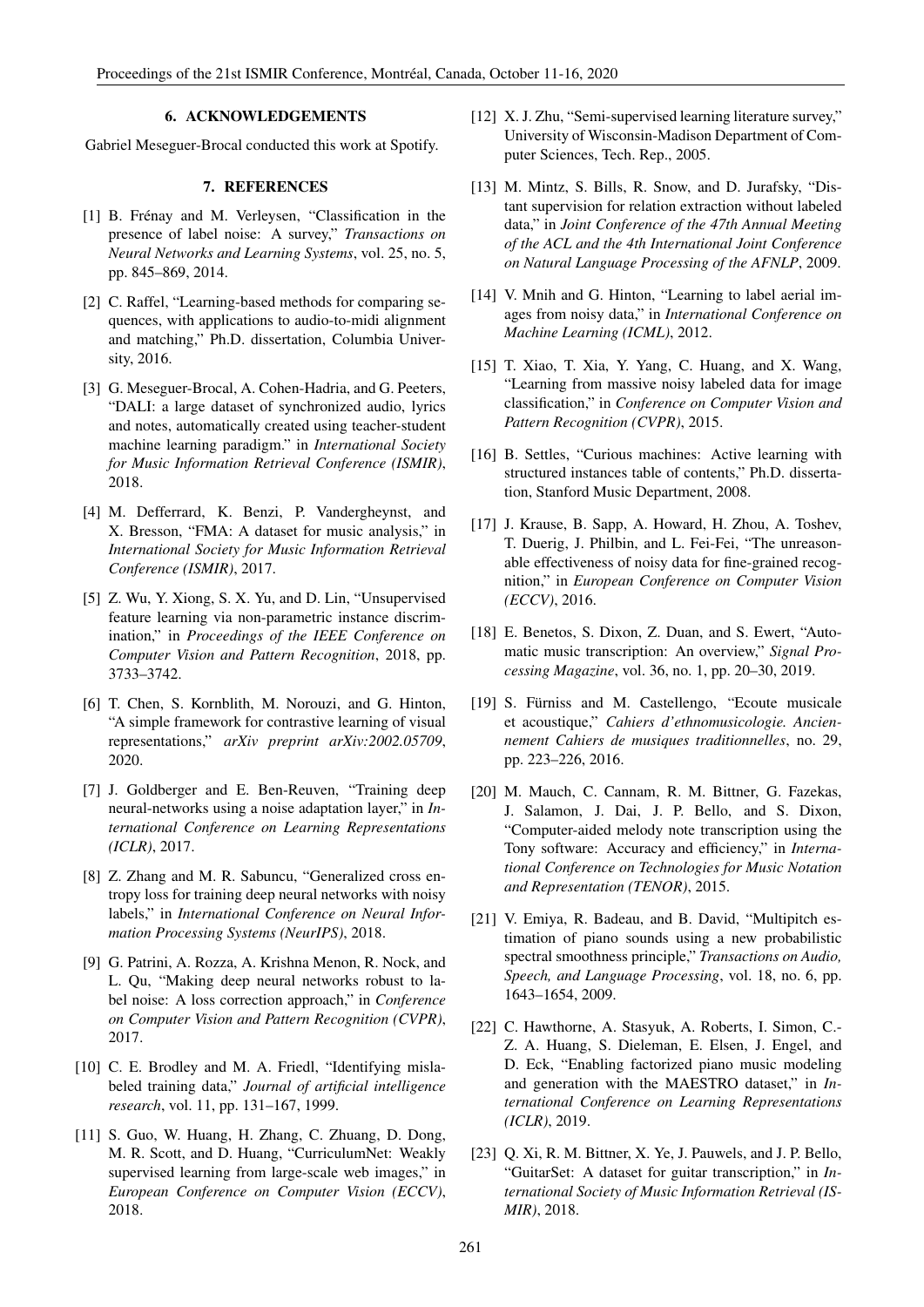## 6. ACKNOWLEDGEMENTS

Gabriel Meseguer-Brocal conducted this work at Spotify.

## 7. REFERENCES

[1] B. Frénay and M. Verleysen, "Classification in the presence of label noise: A survey," *Transactions on Neural Networks and Learning Systems*, vol. 25, no. 5, pp. 845–869, 2014.

[2] C. Raffel, "Learning-based methods for comparing sequences, with applications to audio-to-midi alignment and matching," Ph.D. dissertation, Columbia University, 2016.

[3] G. Meseguer-Brocal, A. Cohen-Hadria, and G. Peeters, "DALI: a large dataset of synchronized audio, lyrics and notes, automatically created using teacher-student machine learning paradigm." in *International Society for Music Information Retrieval Conference (ISMIR)*, 2018.

[4] M. Defferrard, K. Benzi, P. Vandergheynst, and X. Bresson, "FMA: A dataset for music analysis," in *International Society for Music Information Retrieval Conference (ISMIR)*, 2017.

[5] Z. Wu, Y. Xiong, S. X. Yu, and D. Lin, "Unsupervised feature learning via non-parametric instance discrimination," in *Proceedings of the IEEE Conference on Computer Vision and Pattern Recognition*, 2018, pp. 3733–3742.

[6] T. Chen, S. Kornblith, M. Norouzi, and G. Hinton, "A simple framework for contrastive learning of visual representations," *arXiv preprint arXiv:2002.05709*, 2020.

[7] J. Goldberger and E. Ben-Reuven, "Training deep neural-networks using a noise adaptation layer," in *International Conference on Learning Representations (ICLR)*, 2017.

[8] Z. Zhang and M. R. Sabuncu, "Generalized cross entropy loss for training deep neural networks with noisy labels," in *International Conference on Neural Information Processing Systems (NeurIPS)*, 2018.

[9] G. Patrini, A. Rozza, A. Krishna Menon, R. Nock, and L. Qu, "Making deep neural networks robust to label noise: A loss correction approach," in *Conference on Computer Vision and Pattern Recognition (CVPR)*, 2017.

[10] C. E. Brodley and M. A. Friedl, "Identifying mislabeled training data," *Journal of artificial intelligence research*, vol. 11, pp. 131–167, 1999.

[11] S. Guo, W. Huang, H. Zhang, C. Zhuang, D. Dong, M. R. Scott, and D. Huang, "CurriculumNet: Weakly supervised learning from large-scale web images," in *European Conference on Computer Vision (ECCV)*, 2018.

[12] X. J. Zhu, "Semi-supervised learning literature survey," University of Wisconsin-Madison Department of Computer Sciences, Tech. Rep., 2005.

[13] M. Mintz, S. Bills, R. Snow, and D. Jurafsky, "Distant supervision for relation extraction without labeled data," in *Joint Conference of the 47th Annual Meeting of the ACL and the 4th International Joint Conference on Natural Language Processing of the AFNLP*, 2009.

[14] V. Mnih and G. Hinton, "Learning to label aerial images from noisy data," in *International Conference on Machine Learning (ICML)*, 2012.

[15] T. Xiao, T. Xia, Y. Yang, C. Huang, and X. Wang, "Learning from massive noisy labeled data for image classification," in *Conference on Computer Vision and Pattern Recognition (CVPR)*, 2015.

[16] B. Settles, "Curious machines: Active learning with structured instances table of contents," Ph.D. dissertation, Stanford Music Department, 2008.

[17] J. Krause, B. Sapp, A. Howard, H. Zhou, A. Toshev, T. Duerig, J. Philbin, and L. Fei-Fei, "The unreasonable effectiveness of noisy data for fine-grained recognition," in *European Conference on Computer Vision (ECCV)*, 2016.

[18] E. Benetos, S. Dixon, Z. Duan, and S. Ewert, "Automatic music transcription: An overview," *Signal Processing Magazine*, vol. 36, no. 1, pp. 20–30, 2019.

[19] S. Fürniss and M. Castellengo, "Ecoute musicale et acoustique," *Cahiers d'ethnomusicologie. Anciennement Cahiers de musiques traditionnelles*, no. 29, pp. 223–226, 2016.

[20] M. Mauch, C. Cannam, R. M. Bittner, G. Fazekas, J. Salamon, J. Dai, J. P. Bello, and S. Dixon, "Computer-aided melody note transcription using the Tony software: Accuracy and efficiency," in *International Conference on Technologies for Music Notation and Representation (TENOR)*, 2015.

[21] V. Emiya, R. Badeau, and B. David, "Multipitch estimation of piano sounds using a new probabilistic spectral smoothness principle," *Transactions on Audio, Speech, and Language Processing*, vol. 18, no. 6, pp. 1643–1654, 2009.

[22] C. Hawthorne, A. Stasyuk, A. Roberts, I. Simon, C.-Z. A. Huang, S. Dieleman, E. Elsen, J. Engel, and D. Eck, "Enabling factorized piano music modeling and generation with the MAESTRO dataset," in *International Conference on Learning Representations (ICLR)*, 2019.

[23] Q. Xi, R. M. Bittner, X. Ye, J. Pauwels, and J. P. Bello, "GuitarSet: A dataset for guitar transcription," in *International Society of Music Information Retrieval (ISMIR)*, 2018.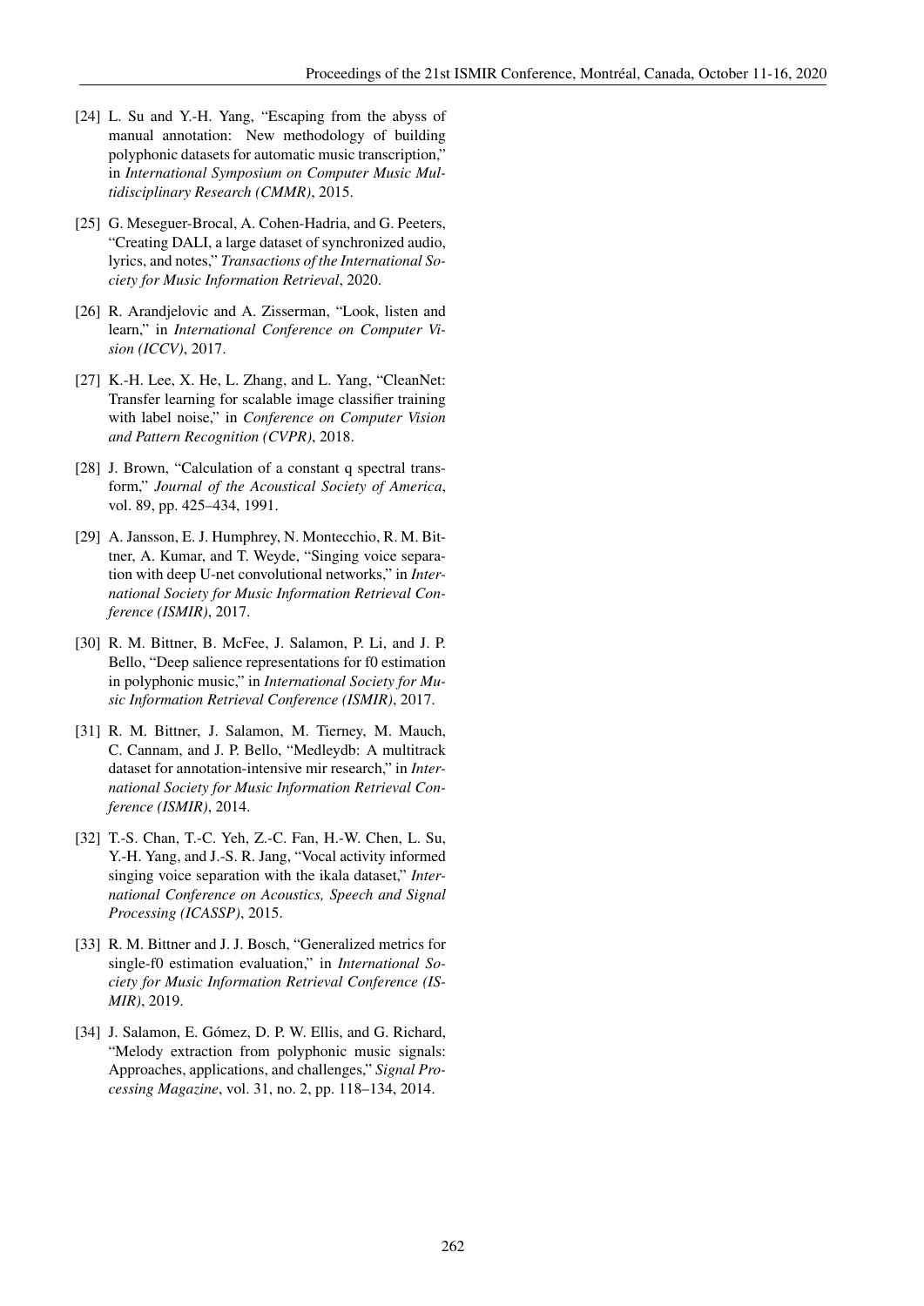[24] L. Su and Y.-H. Yang, "Escaping from the abyss of manual annotation: New methodology of building polyphonic datasets for automatic music transcription," in *International Symposium on Computer Music Multidisciplinary Research (CMMR)*, 2015.

[25] G. Meseguer-Brocal, A. Cohen-Hadria, and G. Peeters, "Creating DALI, a large dataset of synchronized audio, lyrics, and notes," *Transactions of the International Society for Music Information Retrieval*, 2020.

[26] R. Arandjelovic and A. Zisserman, "Look, listen and learn," in *International Conference on Computer Vision (ICCV)*, 2017.

[27] K.-H. Lee, X. He, L. Zhang, and L. Yang, "CleanNet: Transfer learning for scalable image classifier training with label noise," in *Conference on Computer Vision and Pattern Recognition (CVPR)*, 2018.

[28] J. Brown, "Calculation of a constant q spectral transform," *Journal of the Acoustical Society of America*, vol. 89, pp. 425–434, 1991.

[29] A. Jansson, E. J. Humphrey, N. Montecchio, R. M. Bittner, A. Kumar, and T. Weyde, "Singing voice separation with deep U-net convolutional networks," in *International Society for Music Information Retrieval Conference (ISMIR)*, 2017.

[30] R. M. Bittner, B. McFee, J. Salamon, P. Li, and J. P. Bello, "Deep salience representations for f0 estimation in polyphonic music," in *International Society for Music Information Retrieval Conference (ISMIR)*, 2017.

[31] R. M. Bittner, J. Salamon, M. Tierney, M. Mauch, C. Cannam, and J. P. Bello, "Medleydb: A multitrack dataset for annotation-intensive mir research," in *International Society for Music Information Retrieval Conference (ISMIR)*, 2014.

[32] T.-S. Chan, T.-C. Yeh, Z.-C. Fan, H.-W. Chen, L. Su, Y.-H. Yang, and J.-S. R. Jang, "Vocal activity informed singing voice separation with the ikala dataset," *International Conference on Acoustics, Speech and Signal Processing (ICASSP)*, 2015.

[33] R. M. Bittner and J. J. Bosch, "Generalized metrics for single-f0 estimation evaluation," in *International Society for Music Information Retrieval Conference (ISMIR)*, 2019.

[34] J. Salamon, E. Gómez, D. P. W. Ellis, and G. Richard, "Melody extraction from polyphonic music signals: Approaches, applications, and challenges," *Signal Processing Magazine*, vol. 31, no. 2, pp. 118–134, 2014.